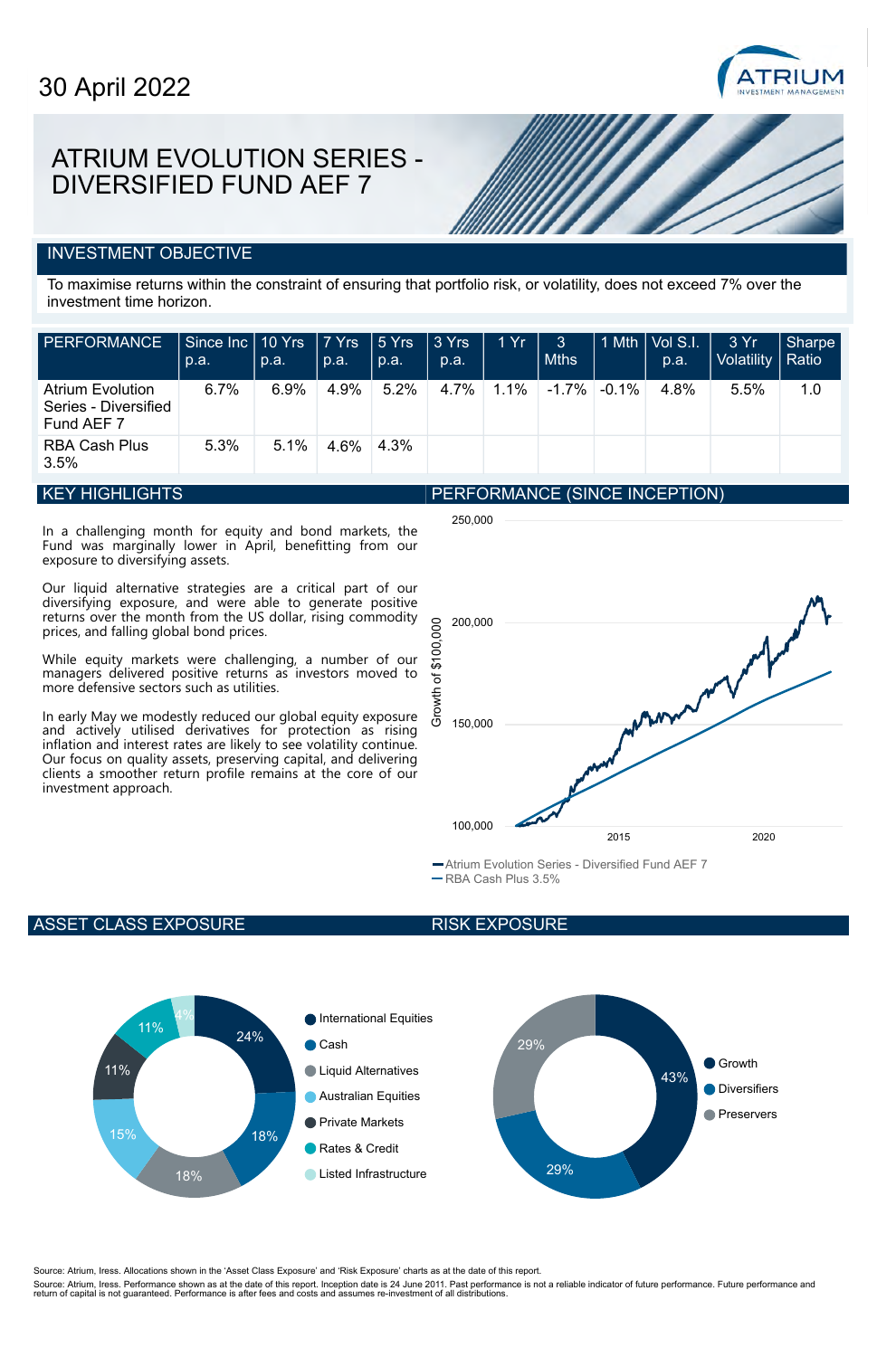30 April 2022

# ATRIUM EVOLUTION SERIES - DIVERSIFIED FUND AEF 7

## INVESTMENT OBJECTIVE

To maximise returns within the constraint of ensuring that portfolio risk, or volatility, does not exceed 7% over the investment time horizon.

| PERFORMANCE | Since Inc p.a. | 10 Yrs p.a. | 7 Yrs p.a. | 5 Yrs p.a. | 3 Yrs p.a. | 1 Yr | 3 Mths | 1 Mth | Vol S.I. p.a. | 3 Yr Volatility | Sharpe Ratio |
|---|---|---|---|---|---|---|---|---|---|---|---|
| Atrium Evolution Series - Diversified Fund AEF 7 | 6.7% | 6.9% | 4.9% | 5.2% | 4.7% | 1.1% | -1.7% | -0.1% | 4.8% | 5.5% | 1.0 |
| RBA Cash Plus 3.5% | 5.3% | 5.1% | 4.6% | 4.3% | | | | | | | |

## KEY HIGHLIGHTS

In a challenging month for equity and bond markets, the Fund was marginally lower in April, benefitting from our exposure to diversifying assets.

Our liquid alternative strategies are a critical part of our diversifying exposure, and were able to generate positive returns over the month from the US dollar, rising commodity prices, and falling global bond prices.

While equity markets were challenging, a number of our managers delivered positive returns as investors moved to more defensive sectors such as utilities.

In early May we modestly reduced our global equity exposure and actively utilised derivatives for protection as rising inflation and interest rates are likely to see volatility continue. Our focus on quality assets, preserving capital, and delivering clients a smoother return profile remains at the core of our investment approach.

## PERFORMANCE (SINCE INCEPTION)

Growth of $100,000 (chart: 100,000 to 250,000; 2015, 2020)

- Atrium Evolution Series - Diversified Fund AEF 7
- RBA Cash Plus 3.5%

## ASSET CLASS EXPOSURE

| Asset Class | % |
|---|---|
| International Equities | 24% |
| Cash | 18% |
| Liquid Alternatives | 18% |
| Australian Equities | 15% |
| Private Markets | 11% |
| Rates & Credit | 11% |
| Listed Infrastructure | 4% |

## RISK EXPOSURE

| Risk | % |
|---|---|
| Growth | 43% |
| Diversifiers | 29% |
| Preservers | 29% |

Source: Atrium, Iress. Allocations shown in the 'Asset Class Exposure' and 'Risk Exposure' charts as at the date of this report.

Source: Atrium, Iress. Performance shown as at the date of this report. Inception date is 24 June 2011. Past performance is not a reliable indicator of future performance. Future performance and return of capital is not guaranteed. Performance is after fees and costs and assumes re-investment of all distributions.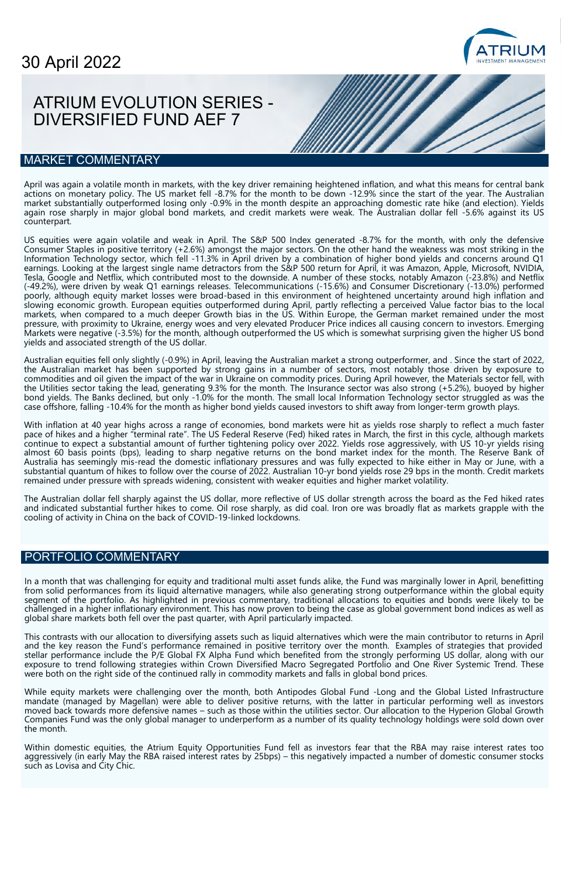30 April 2022

# ATRIUM EVOLUTION SERIES - DIVERSIFIED FUND AEF 7

## MARKET COMMENTARY

April was again a volatile month in markets, with the key driver remaining heightened inflation, and what this means for central bank actions on monetary policy. The US market fell -8.7% for the month to be down -12.9% since the start of the year. The Australian market substantially outperformed losing only -0.9% in the month despite an approaching domestic rate hike (and election). Yields again rose sharply in major global bond markets, and credit markets were weak. The Australian dollar fell -5.6% against its US counterpart.

US equities were again volatile and weak in April. The S&P 500 Index generated -8.7% for the month, with only the defensive Consumer Staples in positive territory (+2.6%) amongst the major sectors. On the other hand the weakness was most striking in the Information Technology sector, which fell -11.3% in April driven by a combination of higher bond yields and concerns around Q1 earnings. Looking at the largest single name detractors from the S&P 500 return for April, it was Amazon, Apple, Microsoft, NVIDIA, Tesla, Google and Netflix, which contributed most to the downside. A number of these stocks, notably Amazon (-23.8%) and Netflix (-49.2%), were driven by weak Q1 earnings releases. Telecommunications (-15.6%) and Consumer Discretionary (-13.0%) performed poorly, although equity market losses were broad-based in this environment of heightened uncertainty around high inflation and slowing economic growth. European equities outperformed during April, partly reflecting a perceived Value factor bias to the local markets, when compared to a much deeper Growth bias in the US. Within Europe, the German market remained under the most pressure, with proximity to Ukraine, energy woes and very elevated Producer Price indices all causing concern to investors. Emerging Markets were negative (-3.5%) for the month, although outperformed the US which is somewhat surprising given the higher US bond yields and associated strength of the US dollar.

Australian equities fell only slightly (-0.9%) in April, leaving the Australian market a strong outperformer, and . Since the start of 2022, the Australian market has been supported by strong gains in a number of sectors, most notably those driven by exposure to commodities and oil given the impact of the war in Ukraine on commodity prices. During April however, the Materials sector fell, with the Utilities sector taking the lead, generating 9.3% for the month. The Insurance sector was also strong (+5.2%), buoyed by higher bond yields. The Banks declined, but only -1.0% for the month. The small local Information Technology sector struggled as was the case offshore, falling -10.4% for the month as higher bond yields caused investors to shift away from longer-term growth plays.

With inflation at 40 year highs across a range of economies, bond markets were hit as yields rose sharply to reflect a much faster pace of hikes and a higher "terminal rate". The US Federal Reserve (Fed) hiked rates in March, the first in this cycle, although markets continue to expect a substantial amount of further tightening policy over 2022. Yields rose aggressively, with US 10-yr yields rising almost 60 basis points (bps), leading to sharp negative returns on the bond market index for the month. The Reserve Bank of Australia has seemingly mis-read the domestic inflationary pressures and was fully expected to hike either in May or June, with a substantial quantum of hikes to follow over the course of 2022. Australian 10-yr bond yields rose 29 bps in the month. Credit markets remained under pressure with spreads widening, consistent with weaker equities and higher market volatility.

The Australian dollar fell sharply against the US dollar, more reflective of US dollar strength across the board as the Fed hiked rates and indicated substantial further hikes to come. Oil rose sharply, as did coal. Iron ore was broadly flat as markets grapple with the cooling of activity in China on the back of COVID-19-linked lockdowns.

## PORTFOLIO COMMENTARY

In a month that was challenging for equity and traditional multi asset funds alike, the Fund was marginally lower in April, benefitting from solid performances from its liquid alternative managers, while also generating strong outperformance within the global equity segment of the portfolio. As highlighted in previous commentary, traditional allocations to equities and bonds were likely to be challenged in a higher inflationary environment. This has now proven to being the case as global government bond indices as well as global share markets both fell over the past quarter, with April particularly impacted.

This contrasts with our allocation to diversifying assets such as liquid alternatives which were the main contributor to returns in April and the key reason the Fund's performance remained in positive territory over the month. Examples of strategies that provided stellar performance include the P/E Global FX Alpha Fund which benefited from the strongly performing US dollar, along with our exposure to trend following strategies within Crown Diversified Macro Segregated Portfolio and One River Systemic Trend. These were both on the right side of the continued rally in commodity markets and falls in global bond prices.

While equity markets were challenging over the month, both Antipodes Global Fund -Long and the Global Listed Infrastructure mandate (managed by Magellan) were able to deliver positive returns, with the latter in particular performing well as investors moved back towards more defensive names – such as those within the utilities sector. Our allocation to the Hyperion Global Growth Companies Fund was the only global manager to underperform as a number of its quality technology holdings were sold down over the month.

Within domestic equities, the Atrium Equity Opportunities Fund fell as investors fear that the RBA may raise interest rates too aggressively (in early May the RBA raised interest rates by 25bps) – this negatively impacted a number of domestic consumer stocks such as Lovisa and City Chic.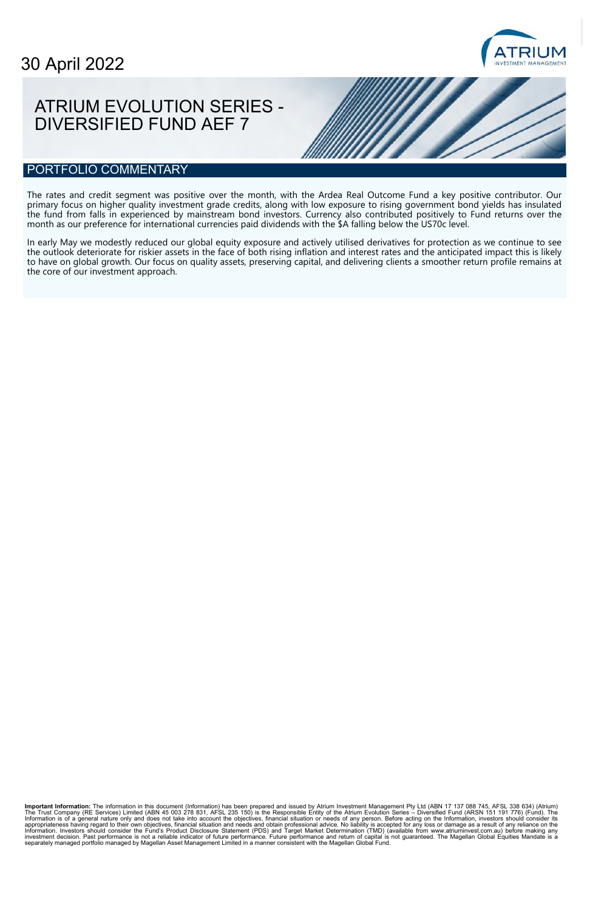30 April 2022

# ATRIUM EVOLUTION SERIES - DIVERSIFIED FUND AEF 7

## PORTFOLIO COMMENTARY

The rates and credit segment was positive over the month, with the Ardea Real Outcome Fund a key positive contributor. Our primary focus on higher quality investment grade credits, along with low exposure to rising government bond yields has insulated the fund from falls in experienced by mainstream bond investors. Currency also contributed positively to Fund returns over the month as our preference for international currencies paid dividends with the $A falling below the US70c level.

In early May we modestly reduced our global equity exposure and actively utilised derivatives for protection as we continue to see the outlook deteriorate for riskier assets in the face of both rising inflation and interest rates and the anticipated impact this is likely to have on global growth. Our focus on quality assets, preserving capital, and delivering clients a smoother return profile remains at the core of our investment approach.

**Important Information:** The information in this document (Information) has been prepared and issued by Atrium Investment Management Pty Ltd (ABN 17 137 088 745, AFSL 338 634) (Atrium) The Trust Company (RE Services) Limited (ABN 45 003 278 831, AFSL 235 150) is the Responsible Entity of the Atrium Evolution Series – Diversified Fund (ARSN 151 191 776) (Fund). The Information is of a general nature only and does not take into account the objectives, financial situation or needs of any person. Before acting on the Information, investors should consider its appropriateness having regard to their own objectives, financial situation and needs and obtain professional advice. No liability is accepted for any loss or damage as a result of any reliance on the Information. Investors should consider the Fund's Product Disclosure Statement (PDS) and Target Market Determination (TMD) (available from www.atriuminvest.com.au) before making any investment decision. Past performance is not a reliable indicator of future performance. Future performance and return of capital is not guaranteed. The Magellan Global Equities Mandate is a separately managed portfolio managed by Magellan Asset Management Limited in a manner consistent with the Magellan Global Fund.